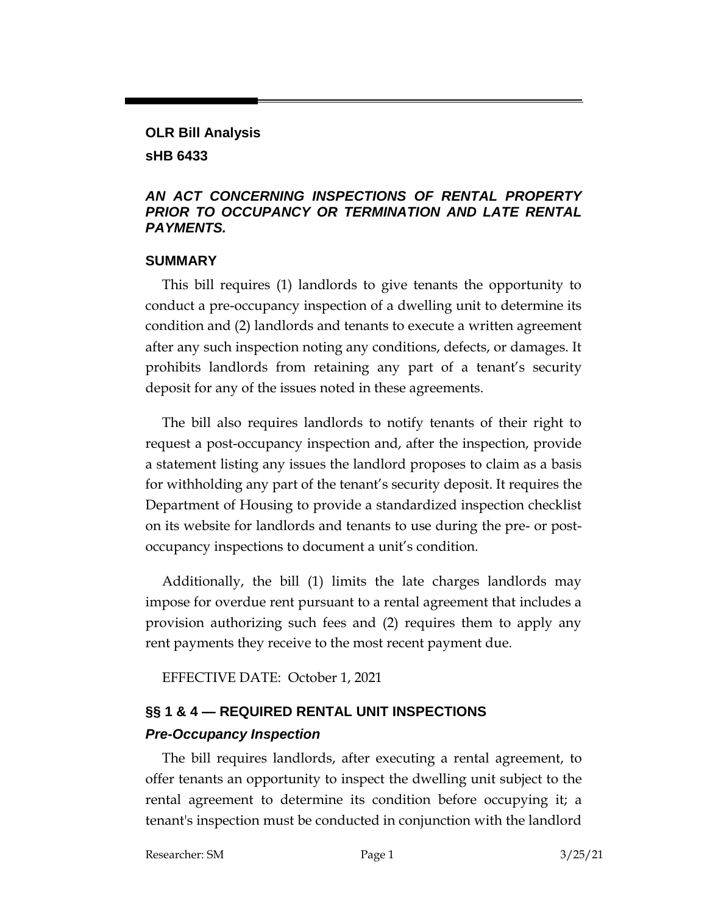**OLR Bill Analysis**

**sHB 6433**

***AN ACT CONCERNING INSPECTIONS OF RENTAL PROPERTY PRIOR TO OCCUPANCY OR TERMINATION AND LATE RENTAL PAYMENTS.***

## SUMMARY

This bill requires (1) landlords to give tenants the opportunity to conduct a pre-occupancy inspection of a dwelling unit to determine its condition and (2) landlords and tenants to execute a written agreement after any such inspection noting any conditions, defects, or damages. It prohibits landlords from retaining any part of a tenant's security deposit for any of the issues noted in these agreements.

The bill also requires landlords to notify tenants of their right to request a post-occupancy inspection and, after the inspection, provide a statement listing any issues the landlord proposes to claim as a basis for withholding any part of the tenant's security deposit. It requires the Department of Housing to provide a standardized inspection checklist on its website for landlords and tenants to use during the pre- or post-occupancy inspections to document a unit's condition.

Additionally, the bill (1) limits the late charges landlords may impose for overdue rent pursuant to a rental agreement that includes a provision authorizing such fees and (2) requires them to apply any rent payments they receive to the most recent payment due.

EFFECTIVE DATE: October 1, 2021

## §§ 1 & 4 — REQUIRED RENTAL UNIT INSPECTIONS

### *Pre-Occupancy Inspection*

The bill requires landlords, after executing a rental agreement, to offer tenants an opportunity to inspect the dwelling unit subject to the rental agreement to determine its condition before occupying it; a tenant's inspection must be conducted in conjunction with the landlord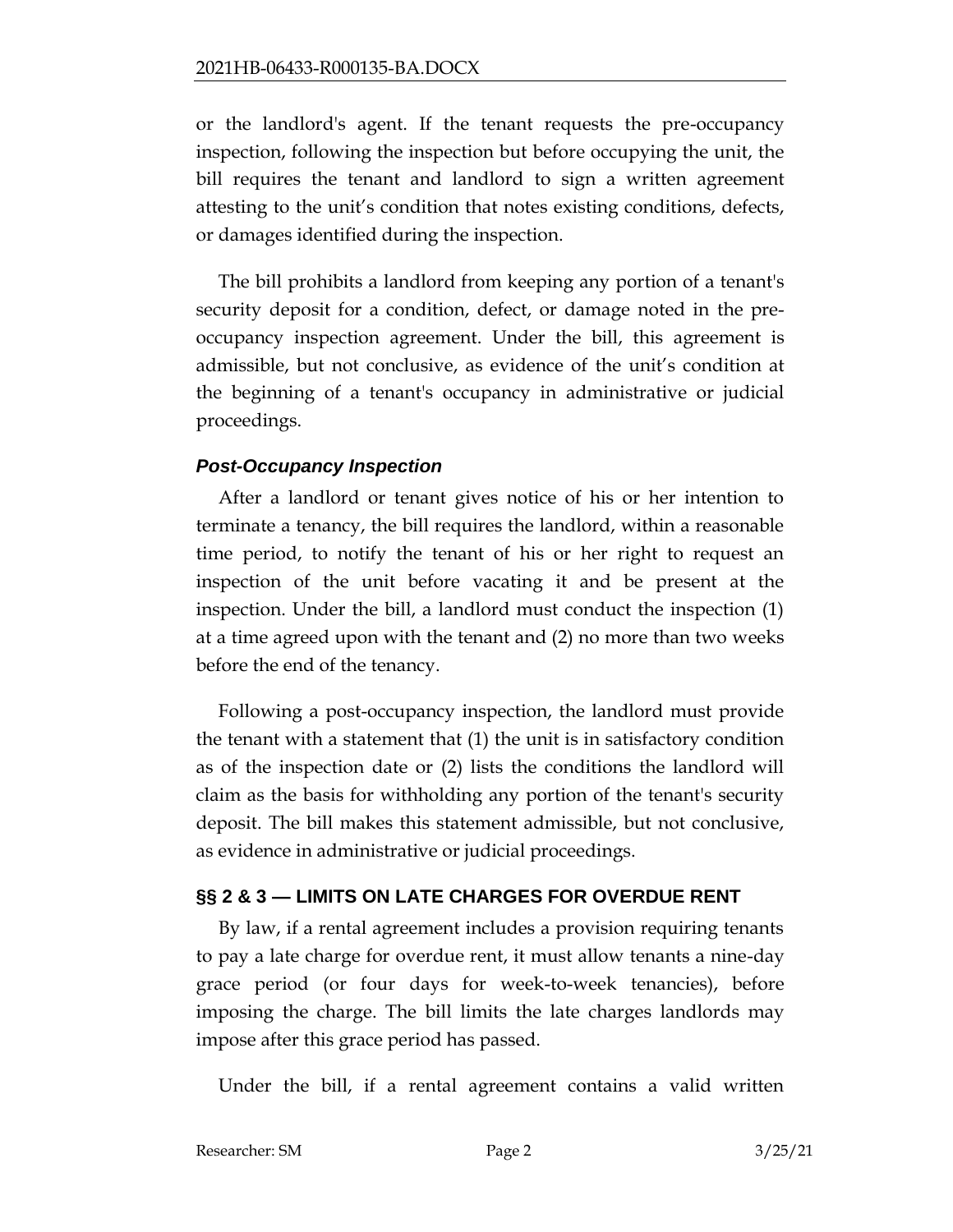or the landlord's agent. If the tenant requests the pre-occupancy inspection, following the inspection but before occupying the unit, the bill requires the tenant and landlord to sign a written agreement attesting to the unit's condition that notes existing conditions, defects, or damages identified during the inspection.

The bill prohibits a landlord from keeping any portion of a tenant's security deposit for a condition, defect, or damage noted in the pre-occupancy inspection agreement. Under the bill, this agreement is admissible, but not conclusive, as evidence of the unit's condition at the beginning of a tenant's occupancy in administrative or judicial proceedings.

### *Post-Occupancy Inspection*

After a landlord or tenant gives notice of his or her intention to terminate a tenancy, the bill requires the landlord, within a reasonable time period, to notify the tenant of his or her right to request an inspection of the unit before vacating it and be present at the inspection. Under the bill, a landlord must conduct the inspection (1) at a time agreed upon with the tenant and (2) no more than two weeks before the end of the tenancy.

Following a post-occupancy inspection, the landlord must provide the tenant with a statement that (1) the unit is in satisfactory condition as of the inspection date or (2) lists the conditions the landlord will claim as the basis for withholding any portion of the tenant's security deposit. The bill makes this statement admissible, but not conclusive, as evidence in administrative or judicial proceedings.

## §§ 2 & 3 — LIMITS ON LATE CHARGES FOR OVERDUE RENT

By law, if a rental agreement includes a provision requiring tenants to pay a late charge for overdue rent, it must allow tenants a nine-day grace period (or four days for week-to-week tenancies), before imposing the charge. The bill limits the late charges landlords may impose after this grace period has passed.

Under the bill, if a rental agreement contains a valid written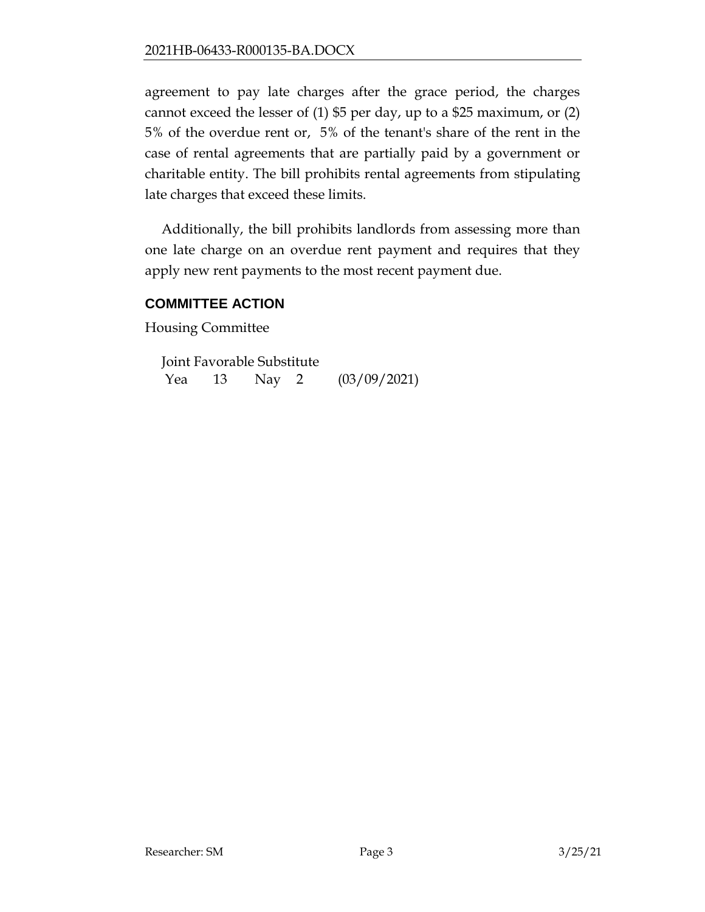agreement to pay late charges after the grace period, the charges cannot exceed the lesser of (1) $5 per day, up to a $25 maximum, or (2) 5% of the overdue rent or, 5% of the tenant's share of the rent in the case of rental agreements that are partially paid by a government or charitable entity. The bill prohibits rental agreements from stipulating late charges that exceed these limits.

Additionally, the bill prohibits landlords from assessing more than one late charge on an overdue rent payment and requires that they apply new rent payments to the most recent payment due.

## COMMITTEE ACTION

Housing Committee

Joint Favorable Substitute
Yea 13 Nay 2 (03/09/2021)